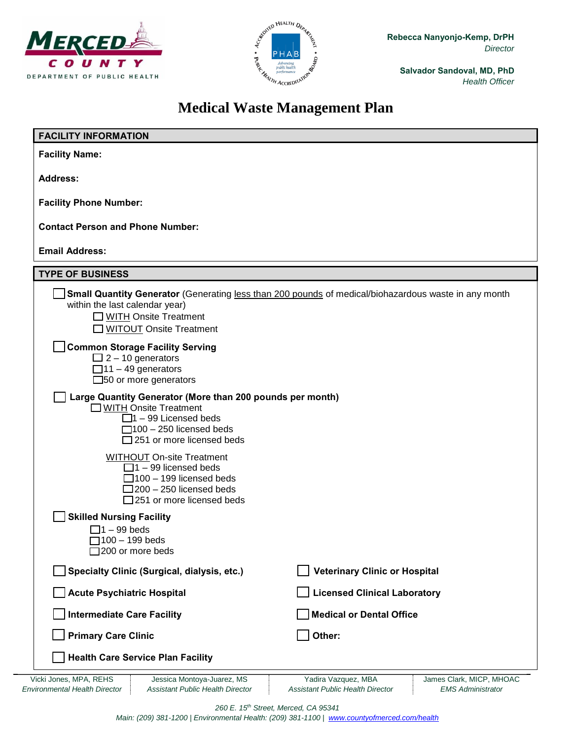Rebecca Nanyonjo-Kemp, DrPH
*Director*

Salvador Sandoval, MD, PhD
*Health Officer*

# Medical Waste Management Plan

## FACILITY INFORMATION

**Facility Name:**

**Address:**

**Facility Phone Number:**

**Contact Person and Phone Number:**

**Email Address:**

## TYPE OF BUSINESS

☐ **Small Quantity Generator** (Generating less than 200 pounds of medical/biohazardous waste in any month within the last calendar year)
- ☐ WITH Onsite Treatment
- ☐ WITOUT Onsite Treatment

☐ **Common Storage Facility Serving**
- ☐ 2 – 10 generators
- ☐ 11 – 49 generators
- ☐ 50 or more generators

☐ **Large Quantity Generator (More than 200 pounds per month)**
- ☐ WITH Onsite Treatment
  - ☐ 1 – 99 Licensed beds
  - ☐ 100 – 250 licensed beds
  - ☐ 251 or more licensed beds
- WITHOUT On-site Treatment
  - ☐ 1 – 99 licensed beds
  - ☐ 100 – 199 licensed beds
  - ☐ 200 – 250 licensed beds
  - ☐ 251 or more licensed beds

☐ **Skilled Nursing Facility**
- ☐ 1 – 99 beds
- ☐ 100 – 199 beds
- ☐ 200 or more beds

☐ **Specialty Clinic (Surgical, dialysis, etc.)**

☐ **Acute Psychiatric Hospital**

☐ **Intermediate Care Facility**

☐ **Primary Care Clinic**

☐ **Health Care Service Plan Facility**

☐ **Veterinary Clinic or Hospital**

☐ **Licensed Clinical Laboratory**

☐ **Medical or Dental Office**

☐ **Other:**

Vicki Jones, MPA, REHS, *Environmental Health Director* | Jessica Montoya-Juarez, MS, *Assistant Public Health Director* | Yadira Vazquez, MBA, *Assistant Public Health Director* | James Clark, MICP, MHOAC, *EMS Administrator*

*260 E. 15th Street, Merced, CA 95341*
*Main: (209) 381-1200 | Environmental Health: (209) 381-1100 | www.countyofmerced.com/health*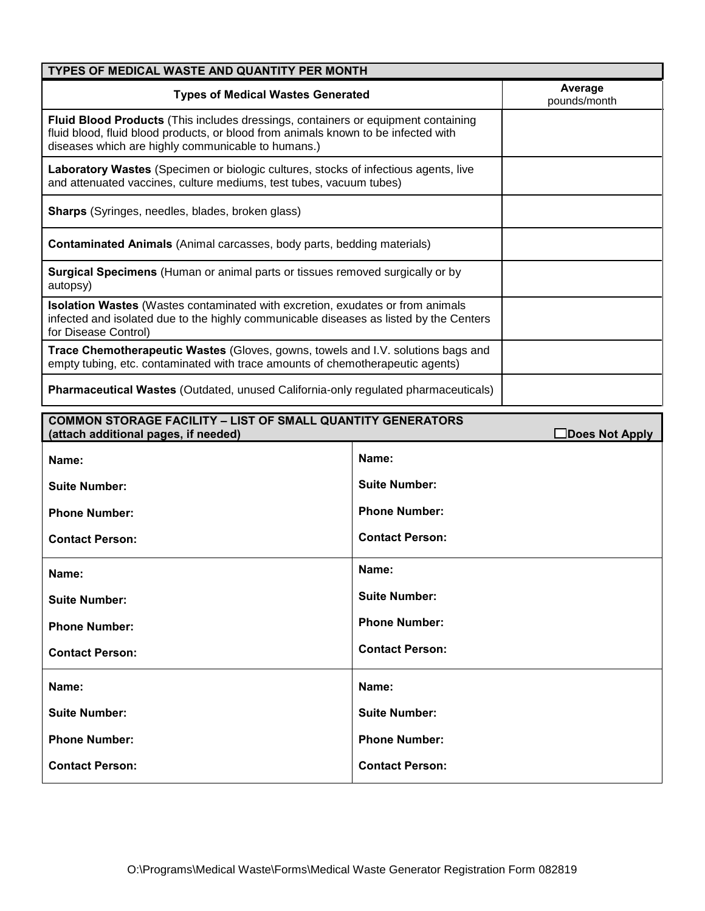## TYPES OF MEDICAL WASTE AND QUANTITY PER MONTH

| Types of Medical Wastes Generated | Average pounds/month |
|---|---|
| **Fluid Blood Products** (This includes dressings, containers or equipment containing fluid blood, fluid blood products, or blood from animals known to be infected with diseases which are highly communicable to humans.) | |
| **Laboratory Wastes** (Specimen or biologic cultures, stocks of infectious agents, live and attenuated vaccines, culture mediums, test tubes, vacuum tubes) | |
| **Sharps** (Syringes, needles, blades, broken glass) | |
| **Contaminated Animals** (Animal carcasses, body parts, bedding materials) | |
| **Surgical Specimens** (Human or animal parts or tissues removed surgically or by autopsy) | |
| **Isolation Wastes** (Wastes contaminated with excretion, exudates or from animals infected and isolated due to the highly communicable diseases as listed by the Centers for Disease Control) | |
| **Trace Chemotherapeutic Wastes** (Gloves, gowns, towels and I.V. solutions bags and empty tubing, etc. contaminated with trace amounts of chemotherapeutic agents) | |
| **Pharmaceutical Wastes** (Outdated, unused California-only regulated pharmaceuticals) | |

## COMMON STORAGE FACILITY – LIST OF SMALL QUANTITY GENERATORS (attach additional pages, if needed)

☐ Does Not Apply

| | |
|---|---|
| **Name:**<br>**Suite Number:**<br>**Phone Number:**<br>**Contact Person:** | **Name:**<br>**Suite Number:**<br>**Phone Number:**<br>**Contact Person:** |
| **Name:**<br>**Suite Number:**<br>**Phone Number:**<br>**Contact Person:** | **Name:**<br>**Suite Number:**<br>**Phone Number:**<br>**Contact Person:** |
| **Name:**<br>**Suite Number:**<br>**Phone Number:**<br>**Contact Person:** | **Name:**<br>**Suite Number:**<br>**Phone Number:**<br>**Contact Person:** |

O:\Programs\Medical Waste\Forms\Medical Waste Generator Registration Form 082819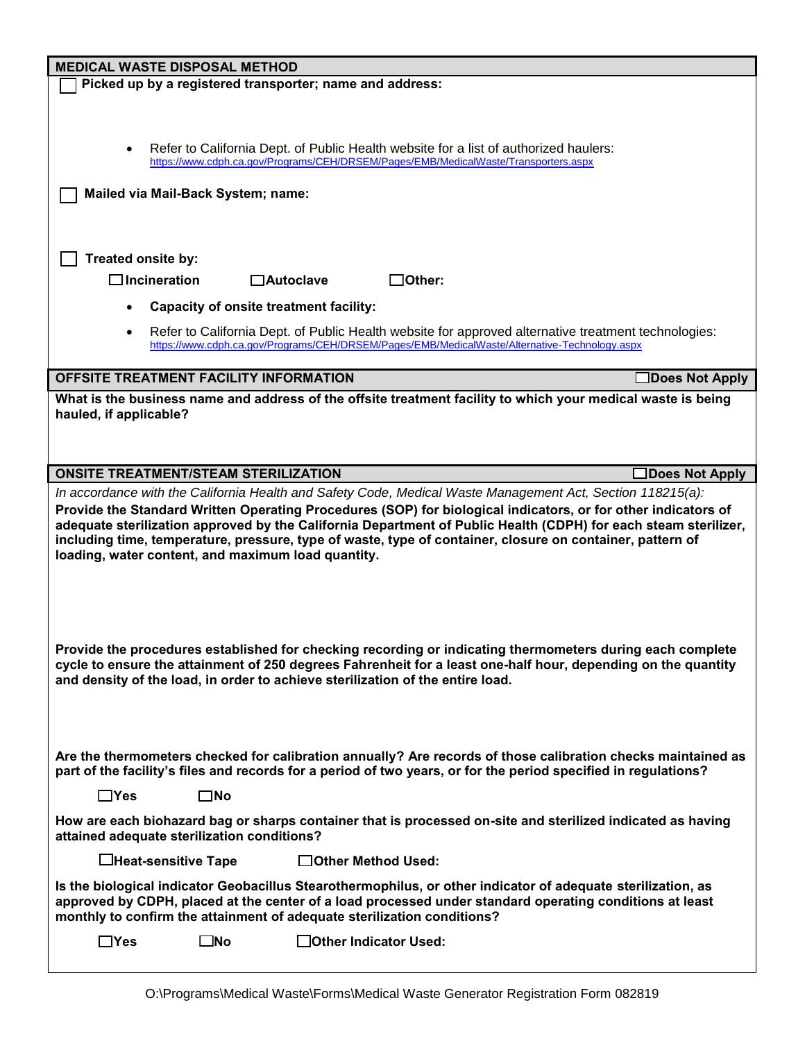## MEDICAL WASTE DISPOSAL METHOD

☐ **Picked up by a registered transporter; name and address:**

- Refer to California Dept. of Public Health website for a list of authorized haulers: https://www.cdph.ca.gov/Programs/CEH/DRSEM/Pages/EMB/MedicalWaste/Transporters.aspx

☐ **Mailed via Mail-Back System; name:**

☐ **Treated onsite by:**

☐ **Incineration** ☐ **Autoclave** ☐ **Other:**

- **Capacity of onsite treatment facility:**
- Refer to California Dept. of Public Health website for approved alternative treatment technologies: https://www.cdph.ca.gov/Programs/CEH/DRSEM/Pages/EMB/MedicalWaste/Alternative-Technology.aspx

## OFFSITE TREATMENT FACILITY INFORMATION ☐ Does Not Apply

**What is the business name and address of the offsite treatment facility to which your medical waste is being hauled, if applicable?**

## ONSITE TREATMENT/STEAM STERILIZATION ☐ Does Not Apply

*In accordance with the California Health and Safety Code, Medical Waste Management Act, Section 118215(a):*

**Provide the Standard Written Operating Procedures (SOP) for biological indicators, or for other indicators of adequate sterilization approved by the California Department of Public Health (CDPH) for each steam sterilizer, including time, temperature, pressure, type of waste, type of container, closure on container, pattern of loading, water content, and maximum load quantity.**

**Provide the procedures established for checking recording or indicating thermometers during each complete cycle to ensure the attainment of 250 degrees Fahrenheit for a least one-half hour, depending on the quantity and density of the load, in order to achieve sterilization of the entire load.**

**Are the thermometers checked for calibration annually? Are records of those calibration checks maintained as part of the facility's files and records for a period of two years, or for the period specified in regulations?**

☐ **Yes** ☐ **No**

**How are each biohazard bag or sharps container that is processed on-site and sterilized indicated as having attained adequate sterilization conditions?**

☐ **Heat-sensitive Tape** ☐ **Other Method Used:**

**Is the biological indicator Geobacillus Stearothermophilus, or other indicator of adequate sterilization, as approved by CDPH, placed at the center of a load processed under standard operating conditions at least monthly to confirm the attainment of adequate sterilization conditions?**

☐ **Yes** ☐ **No** ☐ **Other Indicator Used:**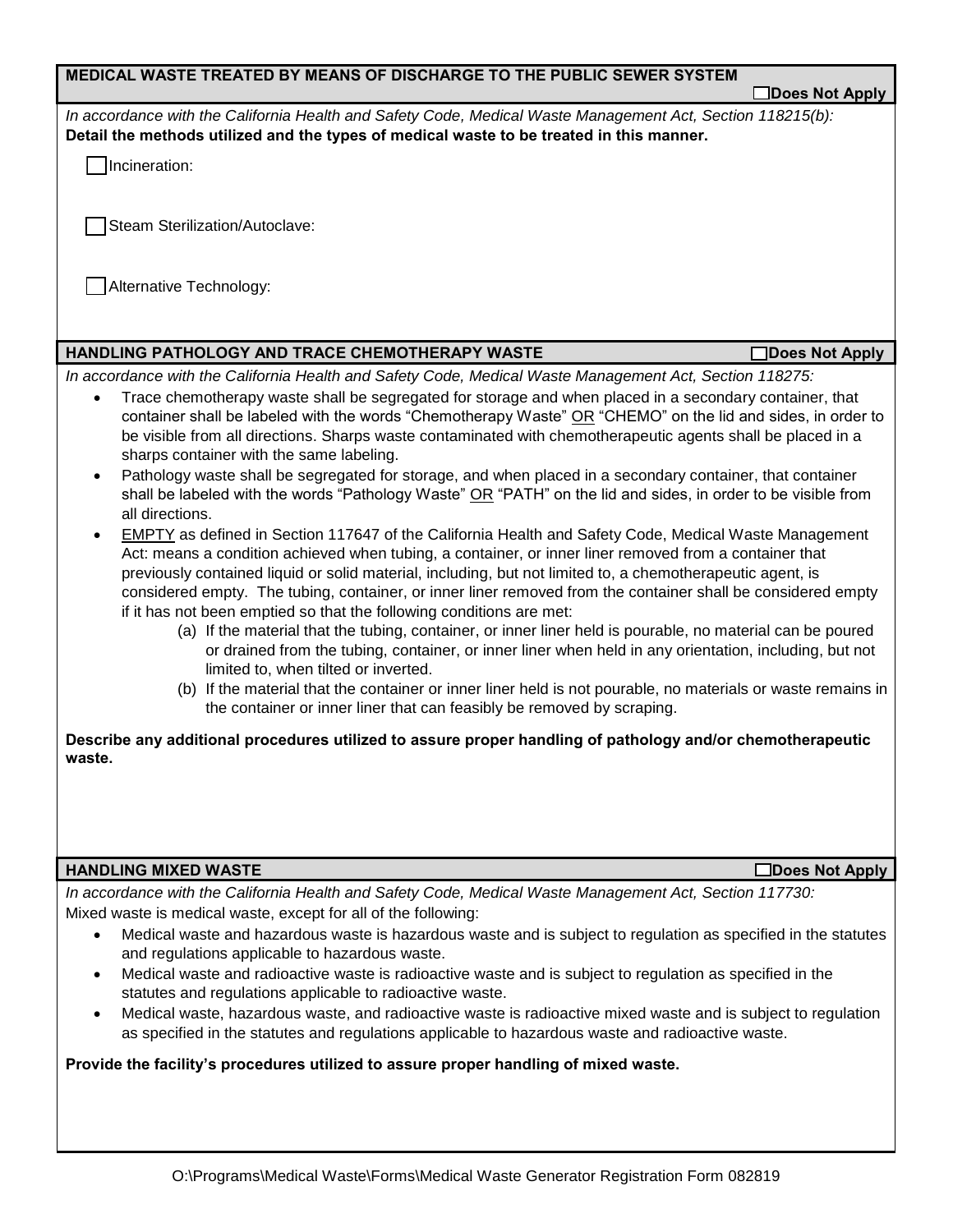## MEDICAL WASTE TREATED BY MEANS OF DISCHARGE TO THE PUBLIC SEWER SYSTEM

☐ **Does Not Apply**

*In accordance with the California Health and Safety Code, Medical Waste Management Act, Section 118215(b):*
**Detail the methods utilized and the types of medical waste to be treated in this manner.**

☐ Incineration:

☐ Steam Sterilization/Autoclave:

☐ Alternative Technology:

## HANDLING PATHOLOGY AND TRACE CHEMOTHERAPY WASTE

☐ **Does Not Apply**

*In accordance with the California Health and Safety Code, Medical Waste Management Act, Section 118275:*

- Trace chemotherapy waste shall be segregated for storage and when placed in a secondary container, that container shall be labeled with the words "Chemotherapy Waste" OR "CHEMO" on the lid and sides, in order to be visible from all directions. Sharps waste contaminated with chemotherapeutic agents shall be placed in a sharps container with the same labeling.
- Pathology waste shall be segregated for storage, and when placed in a secondary container, that container shall be labeled with the words "Pathology Waste" OR "PATH" on the lid and sides, in order to be visible from all directions.
- EMPTY as defined in Section 117647 of the California Health and Safety Code, Medical Waste Management Act: means a condition achieved when tubing, a container, or inner liner removed from a container that previously contained liquid or solid material, including, but not limited to, a chemotherapeutic agent, is considered empty. The tubing, container, or inner liner removed from the container shall be considered empty if it has not been emptied so that the following conditions are met:
  - (a) If the material that the tubing, container, or inner liner held is pourable, no material can be poured or drained from the tubing, container, or inner liner when held in any orientation, including, but not limited to, when tilted or inverted.
  - (b) If the material that the container or inner liner held is not pourable, no materials or waste remains in the container or inner liner that can feasibly be removed by scraping.

**Describe any additional procedures utilized to assure proper handling of pathology and/or chemotherapeutic waste.**

## HANDLING MIXED WASTE

☐ **Does Not Apply**

*In accordance with the California Health and Safety Code, Medical Waste Management Act, Section 117730:*
Mixed waste is medical waste, except for all of the following:

- Medical waste and hazardous waste is hazardous waste and is subject to regulation as specified in the statutes and regulations applicable to hazardous waste.
- Medical waste and radioactive waste is radioactive waste and is subject to regulation as specified in the statutes and regulations applicable to radioactive waste.
- Medical waste, hazardous waste, and radioactive waste is radioactive mixed waste and is subject to regulation as specified in the statutes and regulations applicable to hazardous waste and radioactive waste.

**Provide the facility's procedures utilized to assure proper handling of mixed waste.**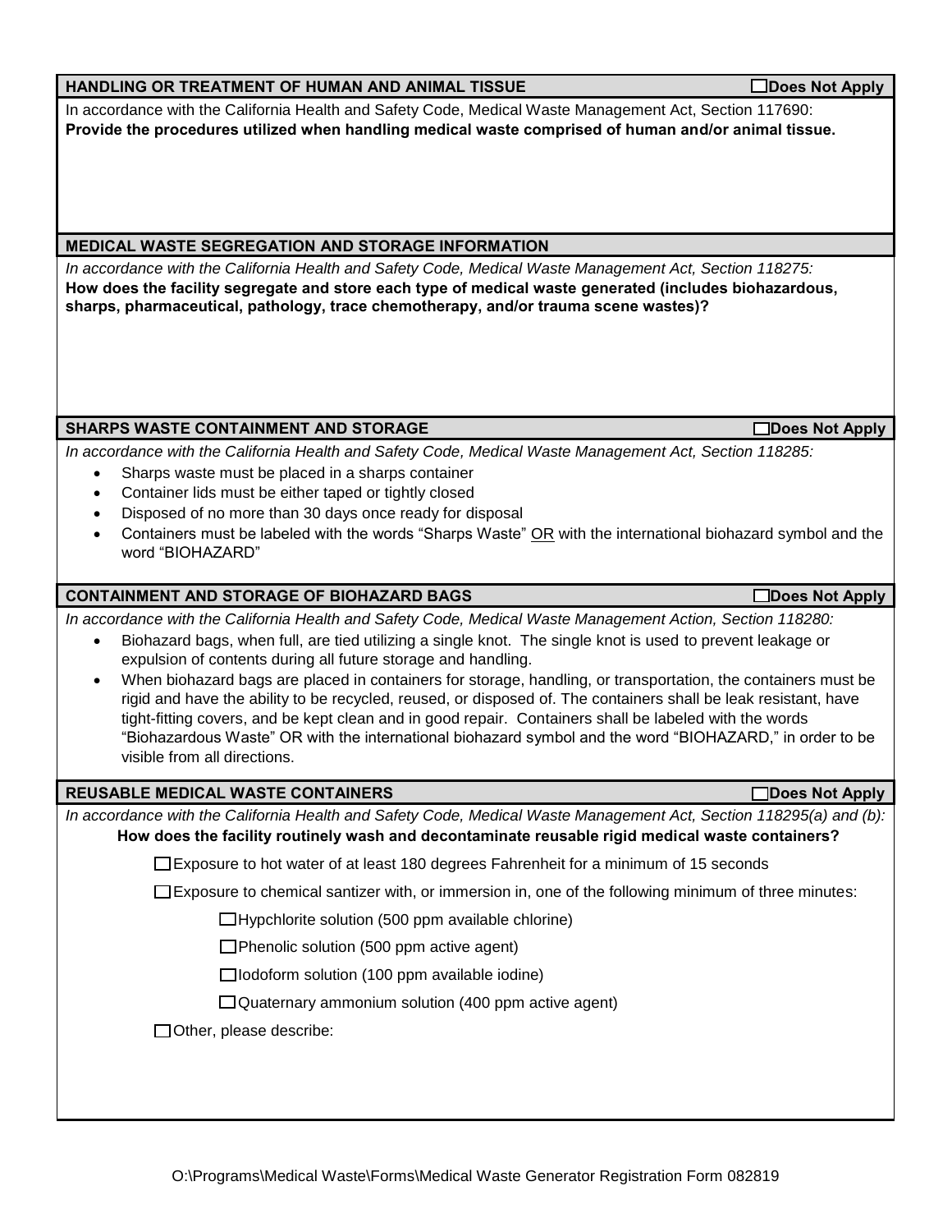## HANDLING OR TREATMENT OF HUMAN AND ANIMAL TISSUE ☐Does Not Apply

In accordance with the California Health and Safety Code, Medical Waste Management Act, Section 117690:
**Provide the procedures utilized when handling medical waste comprised of human and/or animal tissue.**

## MEDICAL WASTE SEGREGATION AND STORAGE INFORMATION

*In accordance with the California Health and Safety Code, Medical Waste Management Act, Section 118275:*
**How does the facility segregate and store each type of medical waste generated (includes biohazardous, sharps, pharmaceutical, pathology, trace chemotherapy, and/or trauma scene wastes)?**

## SHARPS WASTE CONTAINMENT AND STORAGE ☐Does Not Apply

*In accordance with the California Health and Safety Code, Medical Waste Management Act, Section 118285:*

- Sharps waste must be placed in a sharps container
- Container lids must be either taped or tightly closed
- Disposed of no more than 30 days once ready for disposal
- Containers must be labeled with the words "Sharps Waste" OR with the international biohazard symbol and the word "BIOHAZARD"

## CONTAINMENT AND STORAGE OF BIOHAZARD BAGS ☐Does Not Apply

*In accordance with the California Health and Safety Code, Medical Waste Management Action, Section 118280:*

- Biohazard bags, when full, are tied utilizing a single knot. The single knot is used to prevent leakage or expulsion of contents during all future storage and handling.
- When biohazard bags are placed in containers for storage, handling, or transportation, the containers must be rigid and have the ability to be recycled, reused, or disposed of. The containers shall be leak resistant, have tight-fitting covers, and be kept clean and in good repair. Containers shall be labeled with the words "Biohazardous Waste" OR with the international biohazard symbol and the word "BIOHAZARD," in order to be visible from all directions.

## REUSABLE MEDICAL WASTE CONTAINERS ☐Does Not Apply

*In accordance with the California Health and Safety Code, Medical Waste Management Act, Section 118295(a) and (b):*
**How does the facility routinely wash and decontaminate reusable rigid medical waste containers?**

☐ Exposure to hot water of at least 180 degrees Fahrenheit for a minimum of 15 seconds

☐ Exposure to chemical santizer with, or immersion in, one of the following minimum of three minutes:

- ☐ Hypchlorite solution (500 ppm available chlorine)
- ☐ Phenolic solution (500 ppm active agent)
- ☐ Iodoform solution (100 ppm available iodine)
- ☐ Quaternary ammonium solution (400 ppm active agent)

☐ Other, please describe:

O:\Programs\Medical Waste\Forms\Medical Waste Generator Registration Form 082819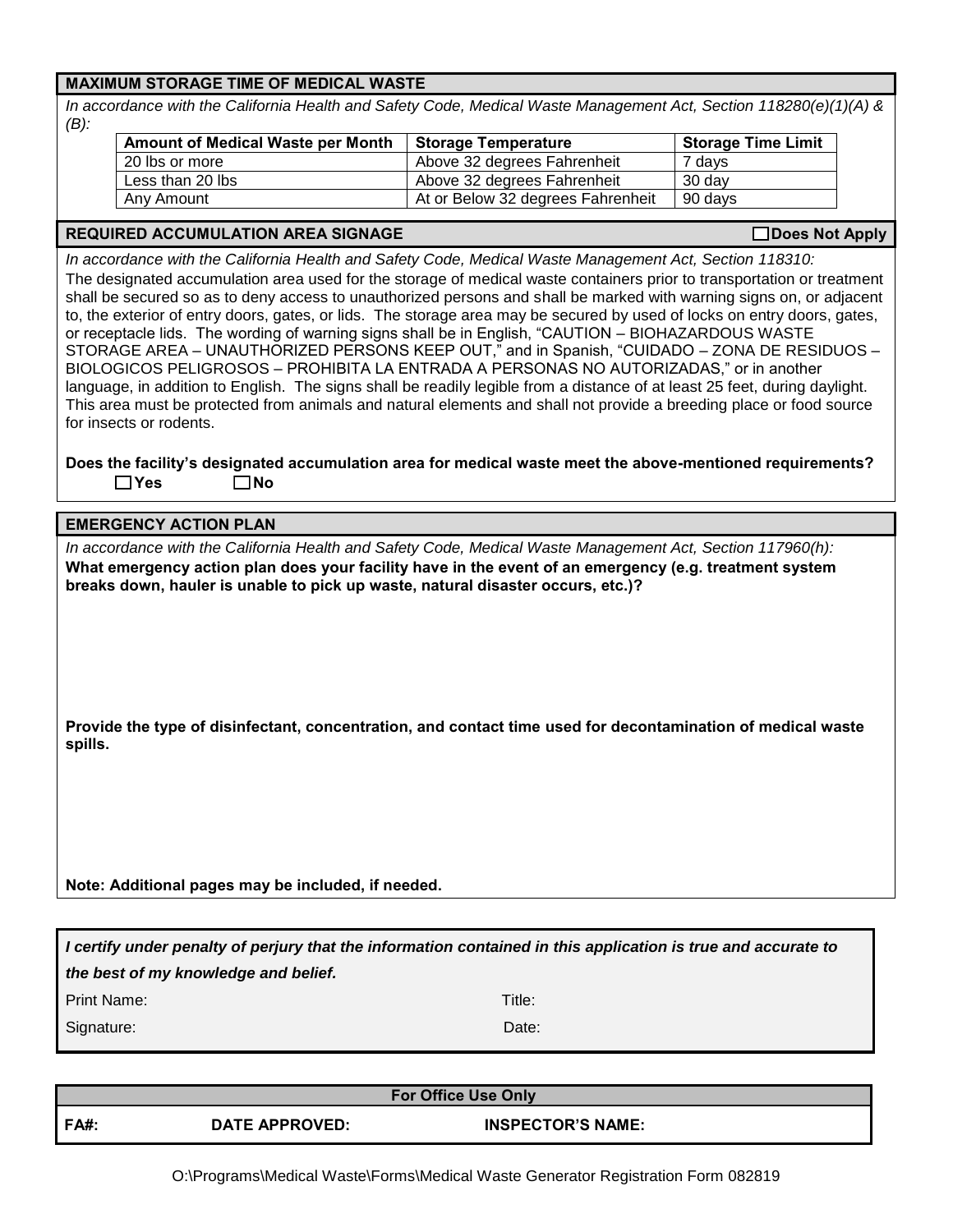## MAXIMUM STORAGE TIME OF MEDICAL WASTE

*In accordance with the California Health and Safety Code, Medical Waste Management Act, Section 118280(e)(1)(A) & (B):*

| Amount of Medical Waste per Month | Storage Temperature | Storage Time Limit |
|---|---|---|
| 20 lbs or more | Above 32 degrees Fahrenheit | 7 days |
| Less than 20 lbs | Above 32 degrees Fahrenheit | 30 day |
| Any Amount | At or Below 32 degrees Fahrenheit | 90 days |

## REQUIRED ACCUMULATION AREA SIGNAGE

☐ **Does Not Apply**

*In accordance with the California Health and Safety Code, Medical Waste Management Act, Section 118310:*

The designated accumulation area used for the storage of medical waste containers prior to transportation or treatment shall be secured so as to deny access to unauthorized persons and shall be marked with warning signs on, or adjacent to, the exterior of entry doors, gates, or lids. The storage area may be secured by used of locks on entry doors, gates, or receptacle lids. The wording of warning signs shall be in English, "CAUTION – BIOHAZARDOUS WASTE STORAGE AREA – UNAUTHORIZED PERSONS KEEP OUT," and in Spanish, "CUIDADO – ZONA DE RESIDUOS – BIOLOGICOS PELIGROSOS – PROHIBITA LA ENTRADA A PERSONAS NO AUTORIZADAS," or in another language, in addition to English. The signs shall be readily legible from a distance of at least 25 feet, during daylight. This area must be protected from animals and natural elements and shall not provide a breeding place or food source for insects or rodents.

**Does the facility's designated accumulation area for medical waste meet the above-mentioned requirements?**

☐ **Yes** ☐ **No**

## EMERGENCY ACTION PLAN

*In accordance with the California Health and Safety Code, Medical Waste Management Act, Section 117960(h):*

**What emergency action plan does your facility have in the event of an emergency (e.g. treatment system breaks down, hauler is unable to pick up waste, natural disaster occurs, etc.)?**

**Provide the type of disinfectant, concentration, and contact time used for decontamination of medical waste spills.**

**Note: Additional pages may be included, if needed.**

***I certify under penalty of perjury that the information contained in this application is true and accurate to the best of my knowledge and belief.***

Print Name: Title:

Signature: Date:

**For Office Use Only**

**FA#:** **DATE APPROVED:** **INSPECTOR'S NAME:**

O:\Programs\Medical Waste\Forms\Medical Waste Generator Registration Form 082819